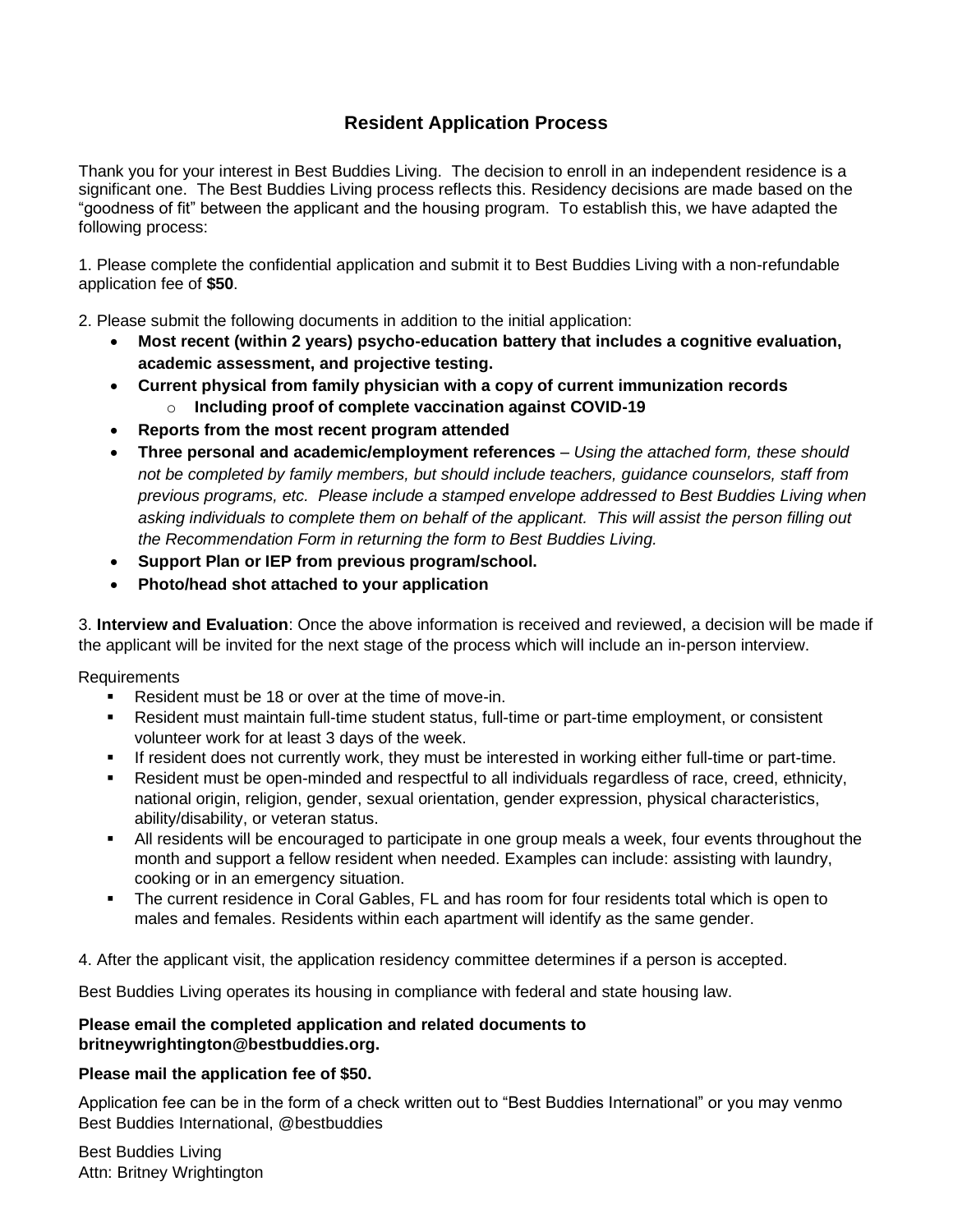## Resident Application Process

Thank you for your interest in Best Buddies Living. The decision to enroll in an independent residence is a significant one. The Best Buddies Living process reflects this. Residency decisions are made based on the "goodness of fit" between the applicant and the housing program. To establish this, we have adapted the following process:

1. Please complete the confidential application and submit it to Best Buddies Living with a non-refundable application fee of **$50**.

2. Please submit the following documents in addition to the initial application:
   - **Most recent (within 2 years) psycho-education battery that includes a cognitive evaluation, academic assessment, and projective testing.**
   - **Current physical from family physician with a copy of current immunization records**
     - **Including proof of complete vaccination against COVID-19**
   - **Reports from the most recent program attended**
   - **Three personal and academic/employment references** – *Using the attached form, these should not be completed by family members, but should include teachers, guidance counselors, staff from previous programs, etc. Please include a stamped envelope addressed to Best Buddies Living when asking individuals to complete them on behalf of the applicant. This will assist the person filling out the Recommendation Form in returning the form to Best Buddies Living.*
   - **Support Plan or IEP from previous program/school.**
   - **Photo/head shot attached to your application**

3. **Interview and Evaluation**: Once the above information is received and reviewed, a decision will be made if the applicant will be invited for the next stage of the process which will include an in-person interview.

Requirements
- Resident must be 18 or over at the time of move-in.
- Resident must maintain full-time student status, full-time or part-time employment, or consistent volunteer work for at least 3 days of the week.
- If resident does not currently work, they must be interested in working either full-time or part-time.
- Resident must be open-minded and respectful to all individuals regardless of race, creed, ethnicity, national origin, religion, gender, sexual orientation, gender expression, physical characteristics, ability/disability, or veteran status.
- All residents will be encouraged to participate in one group meals a week, four events throughout the month and support a fellow resident when needed. Examples can include: assisting with laundry, cooking or in an emergency situation.
- The current residence in Coral Gables, FL and has room for four residents total which is open to males and females. Residents within each apartment will identify as the same gender.

4. After the applicant visit, the application residency committee determines if a person is accepted.

Best Buddies Living operates its housing in compliance with federal and state housing law.

**Please email the completed application and related documents to britneywrightington@bestbuddies.org.**

**Please mail the application fee of $50.**

Application fee can be in the form of a check written out to "Best Buddies International" or you may venmo Best Buddies International, @bestbuddies

Best Buddies Living
Attn: Britney Wrightington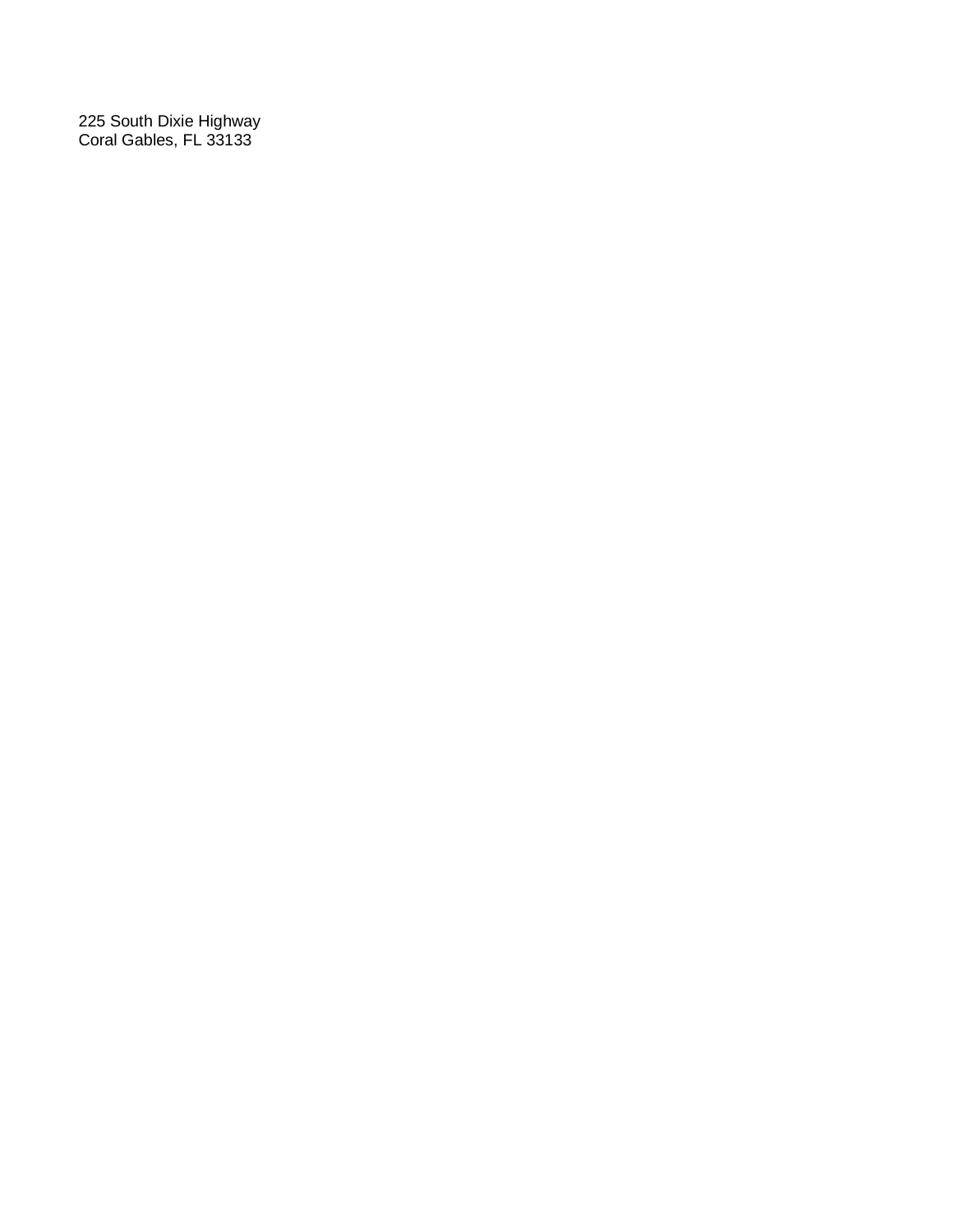225 South Dixie Highway
Coral Gables, FL 33133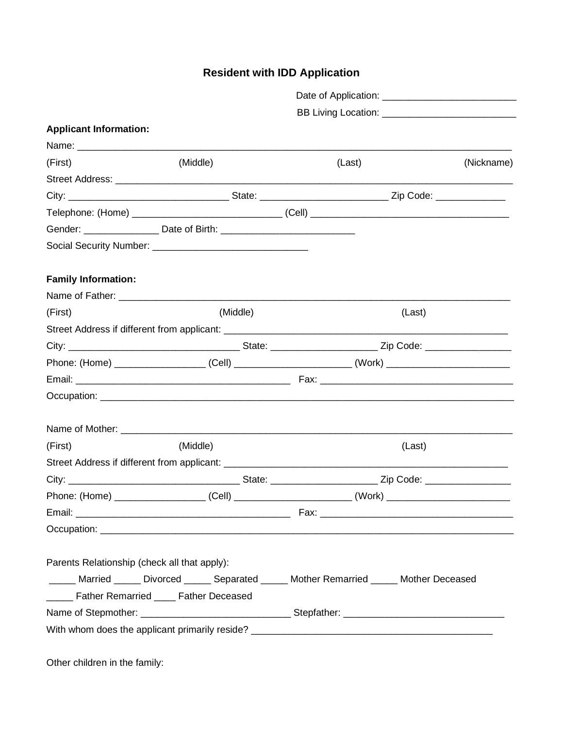# Resident with IDD Application

Date of Application: ________________________

BB Living Location: ________________________

**Applicant Information:**

Name: ___________________________________________________________________________

(First) (Middle) (Last) (Nickname)

Street Address: ____________________________________________________________________

City: ______________________________ State: _______________________ Zip Code: ____________

Telephone: (Home) ___________________________ (Cell) ___________________________________

Gender: _____________ Date of Birth: ________________________

Social Security Number: ____________________________

**Family Information:**

Name of Father: ____________________________________________________________________

(First) (Middle) (Last)

Street Address if different from applicant: ___________________________________________________

City: _______________________________ State: ___________________ Zip Code: _______________

Phone: (Home) ________________ (Cell) _____________________ (Work) ______________________

Email: ________________________________________ Fax: __________________________________

Occupation: ________________________________________________________________________

Name of Mother: ____________________________________________________________________

(First) (Middle) (Last)

Street Address if different from applicant: ___________________________________________________

City: _______________________________ State: ___________________ Zip Code: _______________

Phone: (Home) ________________ (Cell) _____________________ (Work) ______________________

Email: ________________________________________ Fax: __________________________________

Occupation: ________________________________________________________________________

Parents Relationship (check all that apply):

_____ Married _____ Divorced _____ Separated _____ Mother Remarried _____ Mother Deceased

_____ Father Remarried ____ Father Deceased

Name of Stepmother: ____________________________ Stepfather: _____________________________

With whom does the applicant primarily reside? _____________________________________________

Other children in the family: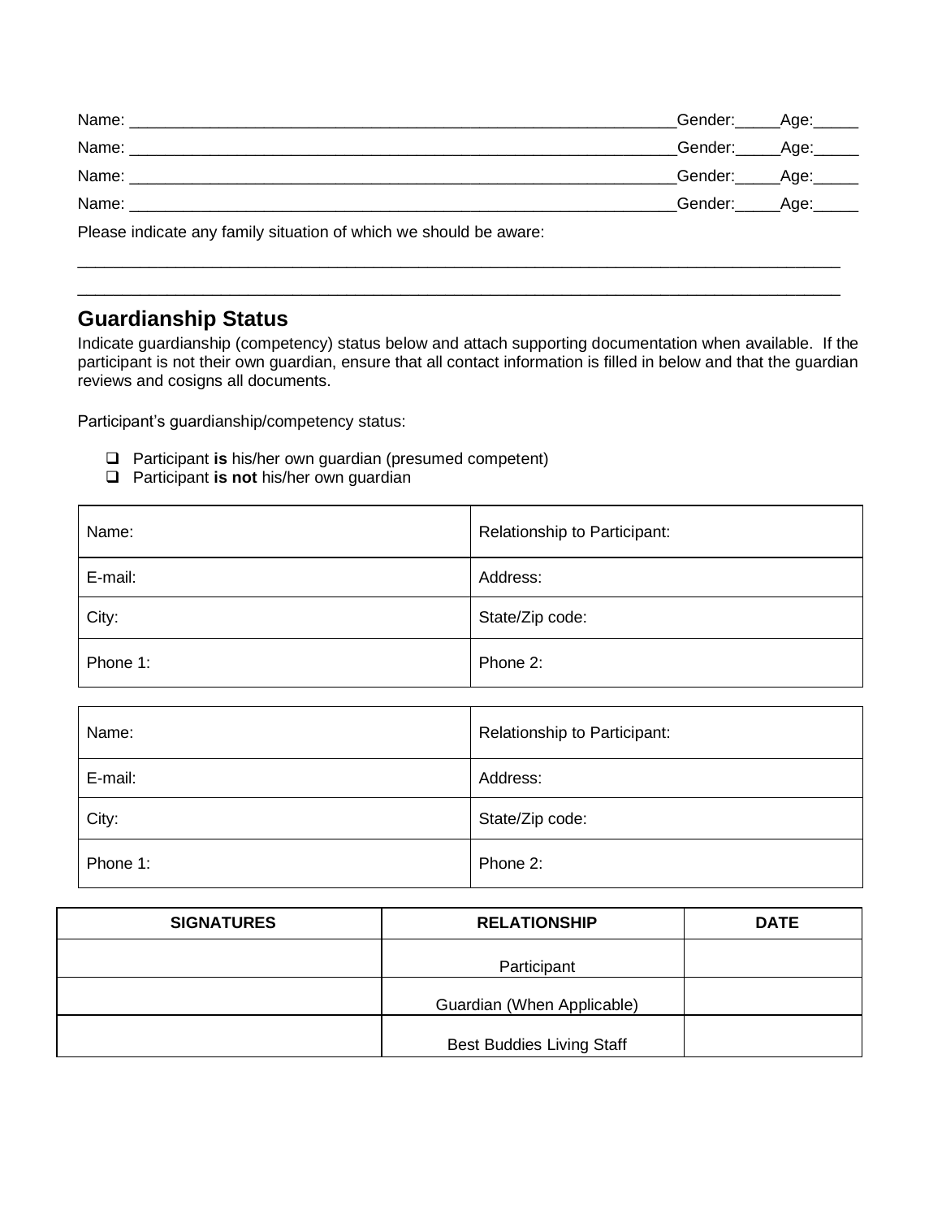Name: ________________________________________________________________Gender:_____Age:_____

Name: ________________________________________________________________Gender:_____Age:_____

Name: ________________________________________________________________Gender:_____Age:_____

Name: ________________________________________________________________Gender:_____Age:_____

Please indicate any family situation of which we should be aware:

___________________________________________________________________________________________

___________________________________________________________________________________________

## Guardianship Status

Indicate guardianship (competency) status below and attach supporting documentation when available. If the participant is not their own guardian, ensure that all contact information is filled in below and that the guardian reviews and cosigns all documents.

Participant's guardianship/competency status:

- ❑ Participant **is** his/her own guardian (presumed competent)
- ❑ Participant **is not** his/her own guardian

| Name: | Relationship to Participant: |
|---|---|
| E-mail: | Address: |
| City: | State/Zip code: |
| Phone 1: | Phone 2: |

| Name: | Relationship to Participant: |
|---|---|
| E-mail: | Address: |
| City: | State/Zip code: |
| Phone 1: | Phone 2: |

| SIGNATURES | RELATIONSHIP | DATE |
|---|---|---|
| | Participant | |
| | Guardian (When Applicable) | |
| | Best Buddies Living Staff | |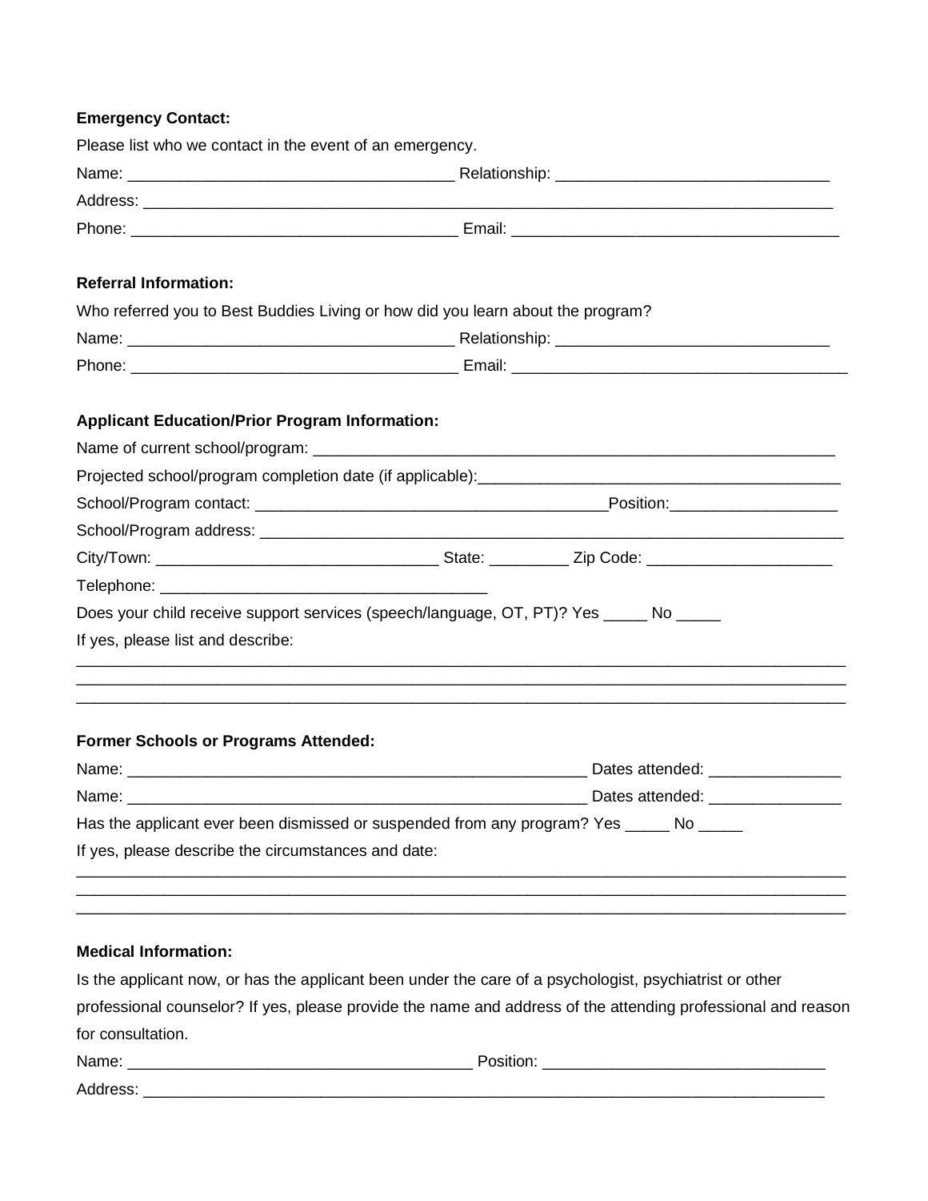**Emergency Contact:**

Please list who we contact in the event of an emergency.

Name: _____________________________________ Relationship: _______________________________

Address: ______________________________________________________________________________

Phone: ______________________________________ Email: ______________________________________

**Referral Information:**

Who referred you to Best Buddies Living or how did you learn about the program?

Name: _____________________________________ Relationship: _______________________________

Phone: ______________________________________ Email: ______________________________________

**Applicant Education/Prior Program Information:**

Name of current school/program: ____________________________________________________________

Projected school/program completion date (if applicable):__________________________________________

School/Program contact: ________________________________________Position:___________________

School/Program address: ________________________________________________________________

City/Town: ________________________________ State: _________ Zip Code: _____________________

Telephone: ______________________________________

Does your child receive support services (speech/language, OT, PT)? Yes _____ No _____

If yes, please list and describe:

___________________________________________________________________________________________
___________________________________________________________________________________________
___________________________________________________________________________________________

**Former Schools or Programs Attended:**

Name: ______________________________________________________ Dates attended: _______________

Name: ______________________________________________________ Dates attended: _______________

Has the applicant ever been dismissed or suspended from any program? Yes _____ No _____

If yes, please describe the circumstances and date:

___________________________________________________________________________________________
___________________________________________________________________________________________
___________________________________________________________________________________________

**Medical Information:**

Is the applicant now, or has the applicant been under the care of a psychologist, psychiatrist or other professional counselor? If yes, please provide the name and address of the attending professional and reason for consultation.

Name: ________________________________________ Position: ________________________________

Address: _______________________________________________________________________________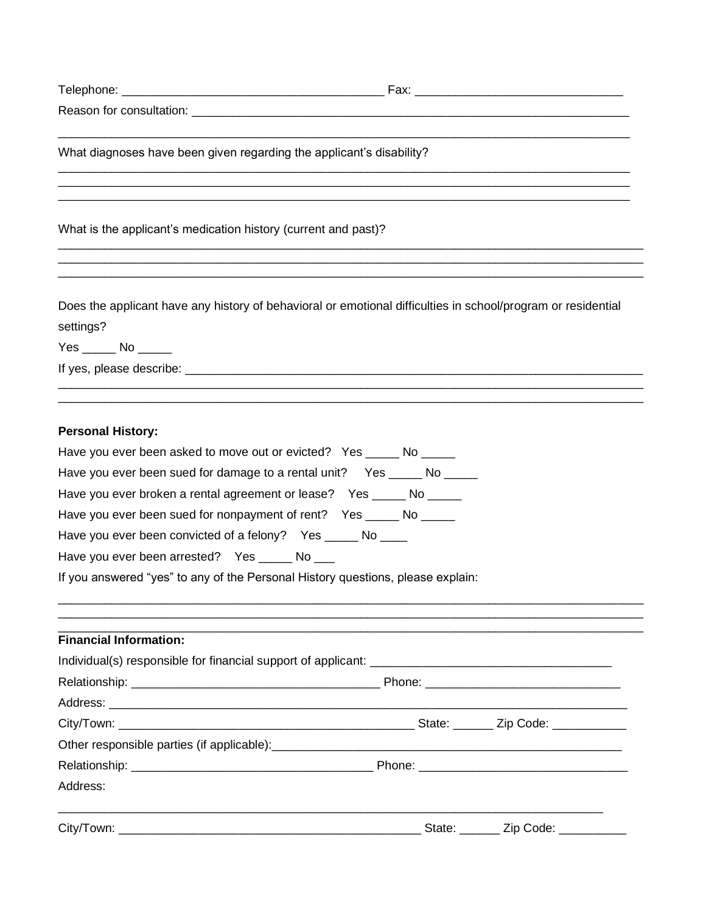Telephone: _______________________________________ Fax: ______________________________

Reason for consultation: ___________________________________________________________________

_____________________________________________________________________________________

What diagnoses have been given regarding the applicant's disability?

_____________________________________________________________________________________
_____________________________________________________________________________________
_____________________________________________________________________________________

What is the applicant's medication history (current and past)?

_____________________________________________________________________________________
_____________________________________________________________________________________
_____________________________________________________________________________________

Does the applicant have any history of behavioral or emotional difficulties in school/program or residential settings?

Yes _____ No _____

If yes, please describe: _____________________________________________________________________
_____________________________________________________________________________________
_____________________________________________________________________________________

**Personal History:**

Have you ever been asked to move out or evicted? Yes _____ No _____

Have you ever been sued for damage to a rental unit? Yes _____ No _____

Have you ever broken a rental agreement or lease? Yes _____ No _____

Have you ever been sued for nonpayment of rent? Yes _____ No _____

Have you ever been convicted of a felony? Yes _____ No ____

Have you ever been arrested? Yes _____ No ___

If you answered "yes" to any of the Personal History questions, please explain:

_____________________________________________________________________________________
_____________________________________________________________________________________
_____________________________________________________________________________________

**Financial Information:**

Individual(s) responsible for financial support of applicant: ___________________________________

Relationship: ____________________________________ Phone: ____________________________

Address: _____________________________________________________________________________

City/Town: _____________________________________________ State: ______ Zip Code: ___________

Other responsible parties (if applicable):_____________________________________________________

Relationship: ____________________________________ Phone: ______________________________

Address:

_____________________________________________________________________________________

City/Town: _____________________________________________ State: ______ Zip Code: __________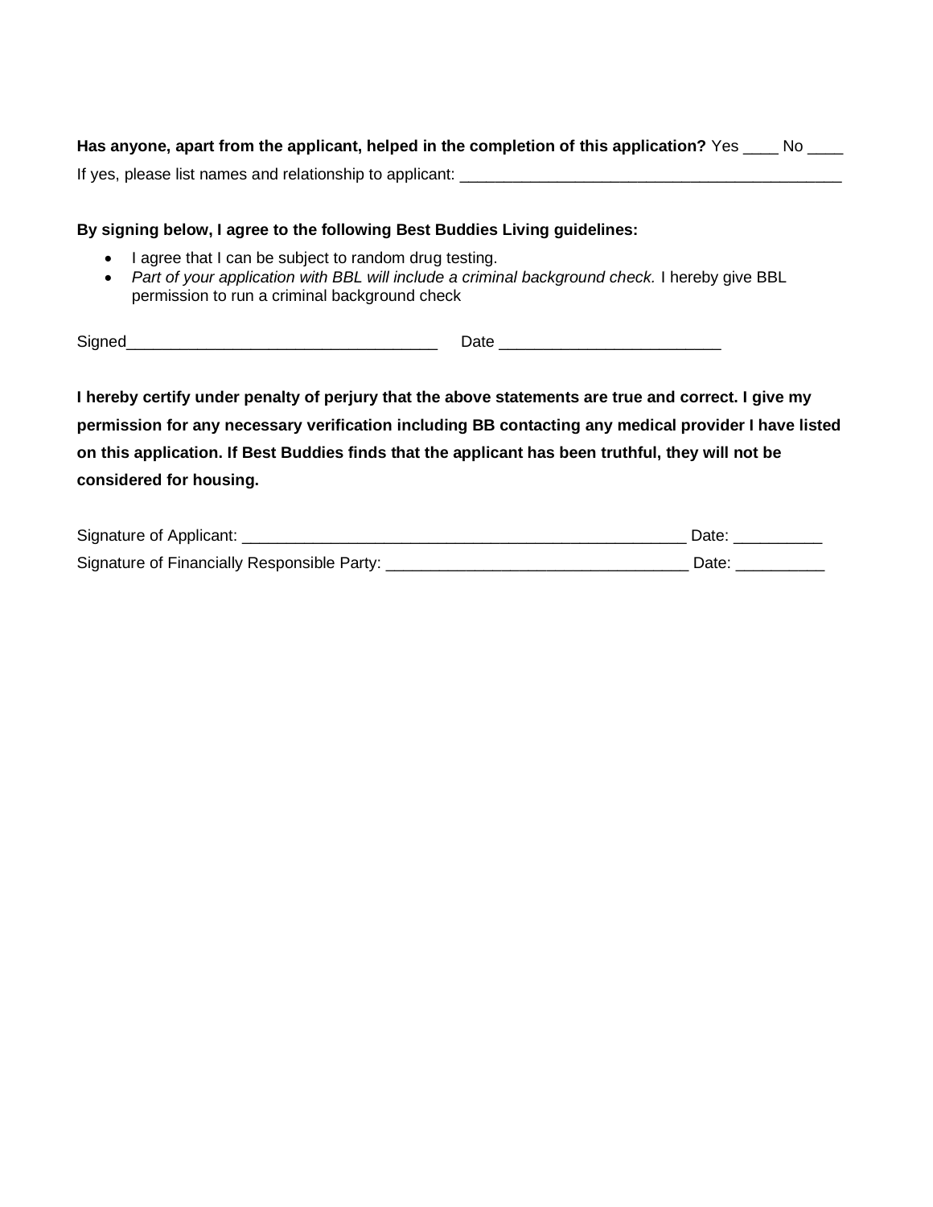**Has anyone, apart from the applicant, helped in the completion of this application?** Yes ____ No ____

If yes, please list names and relationship to applicant: ___________________________________________

**By signing below, I agree to the following Best Buddies Living guidelines:**

- I agree that I can be subject to random drug testing.
- *Part of your application with BBL will include a criminal background check.* I hereby give BBL permission to run a criminal background check

Signed___________________________________ Date ________________________

**I hereby certify under penalty of perjury that the above statements are true and correct. I give my permission for any necessary verification including BB contacting any medical provider I have listed on this application. If Best Buddies finds that the applicant has been truthful, they will not be considered for housing.**

Signature of Applicant: ___________________________________________________ Date: __________

Signature of Financially Responsible Party: _________________________________ Date: __________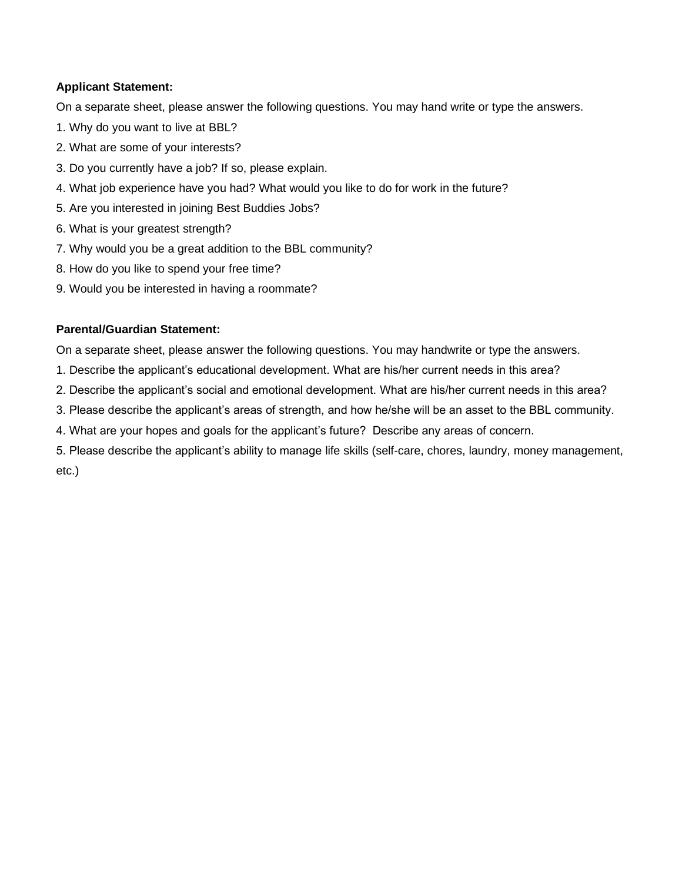**Applicant Statement:**

On a separate sheet, please answer the following questions. You may hand write or type the answers.

1. Why do you want to live at BBL?
2. What are some of your interests?
3. Do you currently have a job? If so, please explain.
4. What job experience have you had? What would you like to do for work in the future?
5. Are you interested in joining Best Buddies Jobs?
6. What is your greatest strength?
7. Why would you be a great addition to the BBL community?
8. How do you like to spend your free time?
9. Would you be interested in having a roommate?

**Parental/Guardian Statement:**

On a separate sheet, please answer the following questions. You may handwrite or type the answers.

1. Describe the applicant's educational development. What are his/her current needs in this area?
2. Describe the applicant's social and emotional development. What are his/her current needs in this area?
3. Please describe the applicant's areas of strength, and how he/she will be an asset to the BBL community.
4. What are your hopes and goals for the applicant's future? Describe any areas of concern.
5. Please describe the applicant's ability to manage life skills (self-care, chores, laundry, money management, etc.)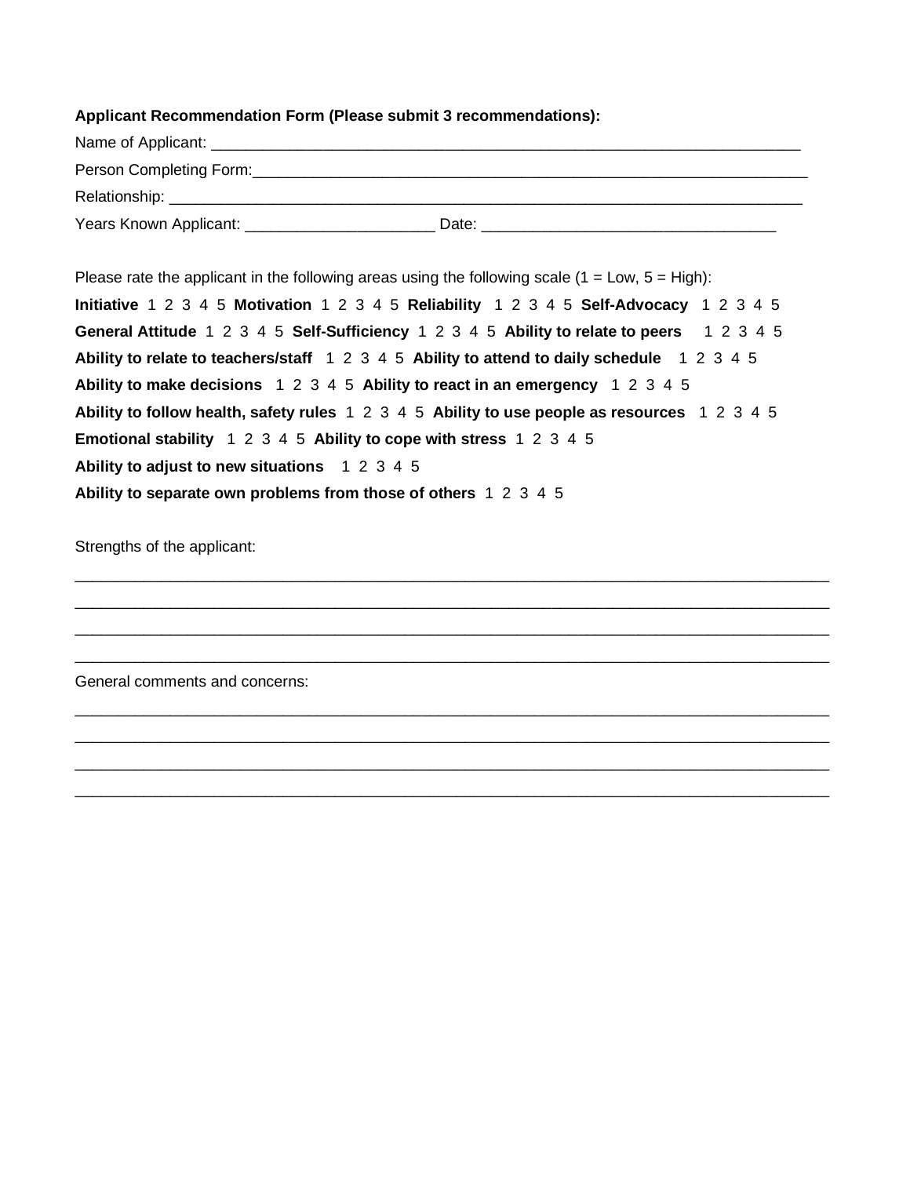**Applicant Recommendation Form (Please submit 3 recommendations):**

Name of Applicant: ______________________________________________________________________

Person Completing Form:__________________________________________________________________

Relationship: ___________________________________________________________________________

Years Known Applicant: ______________________ Date: __________________________________

Please rate the applicant in the following areas using the following scale (1 = Low, 5 = High):

**Initiative** 1 2 3 4 5 **Motivation** 1 2 3 4 5 **Reliability** 1 2 3 4 5 **Self-Advocacy** 1 2 3 4 5

**General Attitude** 1 2 3 4 5 **Self-Sufficiency** 1 2 3 4 5 **Ability to relate to peers** 1 2 3 4 5

**Ability to relate to teachers/staff** 1 2 3 4 5 **Ability to attend to daily schedule** 1 2 3 4 5

**Ability to make decisions** 1 2 3 4 5 **Ability to react in an emergency** 1 2 3 4 5

**Ability to follow health, safety rules** 1 2 3 4 5 **Ability to use people as resources** 1 2 3 4 5

**Emotional stability** 1 2 3 4 5 **Ability to cope with stress** 1 2 3 4 5

**Ability to adjust to new situations** 1 2 3 4 5

**Ability to separate own problems from those of others** 1 2 3 4 5

Strengths of the applicant:

_____________________________________________________________________________________

_____________________________________________________________________________________

_____________________________________________________________________________________

_____________________________________________________________________________________

General comments and concerns:

_____________________________________________________________________________________

_____________________________________________________________________________________

_____________________________________________________________________________________

_____________________________________________________________________________________